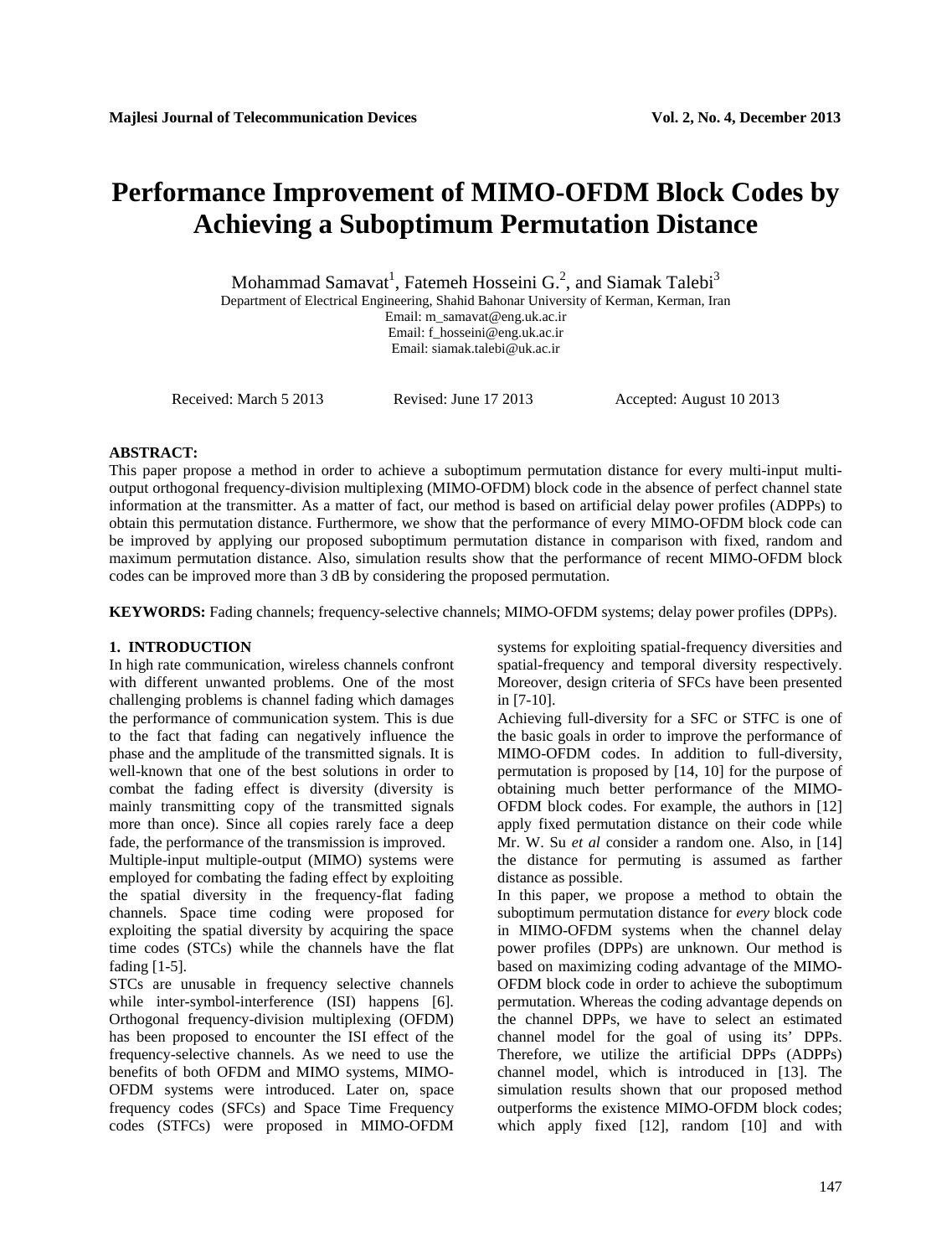# Performance Improvement of MIMO-OFDM Block Codes by Achieving a Suboptimum Permutation Distance

Mohammad Samavat[1], Fatemeh Hosseini G.[2], and Siamak Talebi[3]

Department of Electrical Engineering, Shahid Bahonar University of Kerman, Kerman, Iran

Email: m_samavat@eng.uk.ac.ir

Email: f_hosseini@eng.uk.ac.ir

Email: siamak.talebi@uk.ac.ir

Received: March 5 2013 Revised: June 17 2013 Accepted: August 10 2013

**ABSTRACT:**

This paper propose a method in order to achieve a suboptimum permutation distance for every multi-input multi-output orthogonal frequency-division multiplexing (MIMO-OFDM) block code in the absence of perfect channel state information at the transmitter. As a matter of fact, our method is based on artificial delay power profiles (ADPPs) to obtain this permutation distance. Furthermore, we show that the performance of every MIMO-OFDM block code can be improved by applying our proposed suboptimum permutation distance in comparison with fixed, random and maximum permutation distance. Also, simulation results show that the performance of recent MIMO-OFDM block codes can be improved more than 3 dB by considering the proposed permutation.

**KEYWORDS:** Fading channels; frequency-selective channels; MIMO-OFDM systems; delay power profiles (DPPs).

## 1. INTRODUCTION

In high rate communication, wireless channels confront with different unwanted problems. One of the most challenging problems is channel fading which damages the performance of communication system. This is due to the fact that fading can negatively influence the phase and the amplitude of the transmitted signals. It is well-known that one of the best solutions in order to combat the fading effect is diversity (diversity is mainly transmitting copy of the transmitted signals more than once). Since all copies rarely face a deep fade, the performance of the transmission is improved.

Multiple-input multiple-output (MIMO) systems were employed for combating the fading effect by exploiting the spatial diversity in the frequency-flat fading channels. Space time coding were proposed for exploiting the spatial diversity by acquiring the space time codes (STCs) while the channels have the flat fading [1-5].

STCs are unusable in frequency selective channels while inter-symbol-interference (ISI) happens [6]. Orthogonal frequency-division multiplexing (OFDM) has been proposed to encounter the ISI effect of the frequency-selective channels. As we need to use the benefits of both OFDM and MIMO systems, MIMO-OFDM systems were introduced. Later on, space frequency codes (SFCs) and Space Time Frequency codes (STFCs) were proposed in MIMO-OFDM systems for exploiting spatial-frequency diversities and spatial-frequency and temporal diversity respectively. Moreover, design criteria of SFCs have been presented in [7-10].

Achieving full-diversity for a SFC or STFC is one of the basic goals in order to improve the performance of MIMO-OFDM codes. In addition to full-diversity, permutation is proposed by [14, 10] for the purpose of obtaining much better performance of the MIMO-OFDM block codes. For example, the authors in [12] apply fixed permutation distance on their code while Mr. W. Su *et al* consider a random one. Also, in [14] the distance for permuting is assumed as farther distance as possible.

In this paper, we propose a method to obtain the suboptimum permutation distance for *every* block code in MIMO-OFDM systems when the channel delay power profiles (DPPs) are unknown. Our method is based on maximizing coding advantage of the MIMO-OFDM block code in order to achieve the suboptimum permutation. Whereas the coding advantage depends on the channel DPPs, we have to select an estimated channel model for the goal of using its' DPPs. Therefore, we utilize the artificial DPPs (ADPPs) channel model, which is introduced in [13]. The simulation results shown that our proposed method outperforms the existence MIMO-OFDM block codes; which apply fixed [12], random [10] and with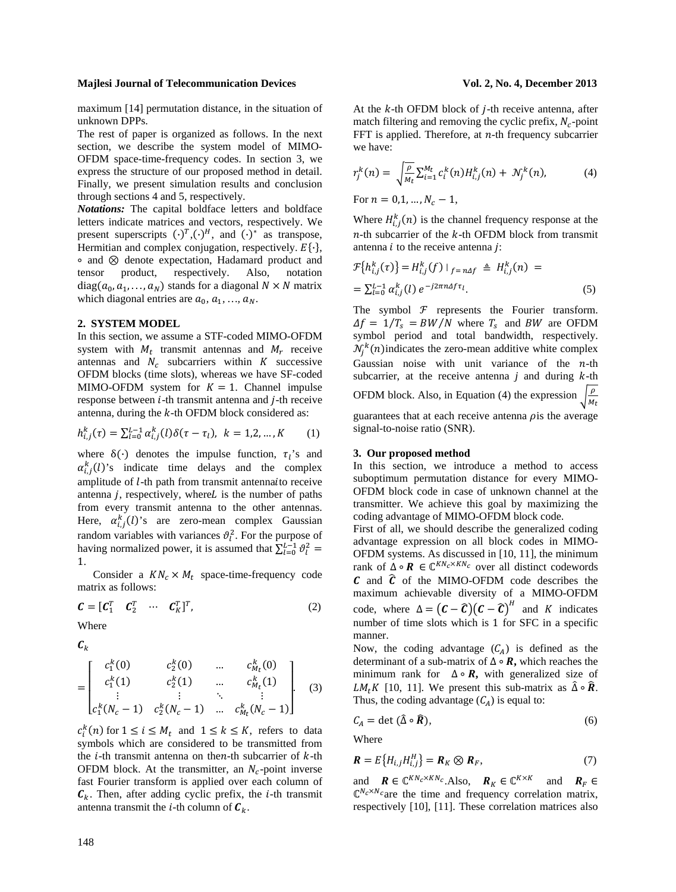maximum [14] permutation distance, in the situation of unknown DPPs.

The rest of paper is organized as follows. In the next section, we describe the system model of MIMO-OFDM space-time-frequency codes. In section 3, we express the structure of our proposed method in detail. Finally, we present simulation results and conclusion through sections 4 and 5, respectively.

***Notations:*** The capital boldface letters and boldface letters indicate matrices and vectors, respectively. We present superscripts $(\cdot)^T$, $(\cdot)^H$, and $(\cdot)^*$ as transpose, Hermitian and complex conjugation, respectively. $E\{\cdot\}$, $\circ$ and $\otimes$ denote expectation, Hadamard product and tensor product, respectively. Also, notation $\mathrm{diag}(a_0, a_1, \dots, a_N)$ stands for a diagonal $N \times N$ matrix which diagonal entries are $a_0, a_1, \dots, a_N$.

## 2. SYSTEM MODEL

In this section, we assume a STF-coded MIMO-OFDM system with $M_t$ transmit antennas and $M_r$ receive antennas and $N_c$ subcarriers within $K$ successive OFDM blocks (time slots), whereas we have SF-coded MIMO-OFDM system for $K = 1$. Channel impulse response between $i$-th transmit antenna and $j$-th receive antenna, during the $k$-th OFDM block considered as:

$$h_{i,j}^k(\tau) = \sum_{l=0}^{L-1} \alpha_{i,j}^k(l)\delta(\tau - \tau_l), \;\; k = 1,2,\dots,K \qquad (1)$$

where $\delta(\cdot)$ denotes the impulse function, $\tau_l$'s and $\alpha_{i,j}^k(l)$'s indicate time delays and the complex amplitude of $l$-th path from transmit antenna $i$ to receive antenna $j$, respectively, where $L$ is the number of paths from every transmit antenna to the other antennas. Here, $\alpha_{i,j}^k(l)$'s are zero-mean complex Gaussian random variables with variances $\vartheta_l^2$. For the purpose of having normalized power, it is assumed that $\sum_{l=0}^{L-1} \vartheta_l^2 = 1$.

Consider a $KN_c \times M_t$ space-time-frequency code matrix as follows:

$$\boldsymbol{C} = [\boldsymbol{C}_1^T \quad \boldsymbol{C}_2^T \quad \cdots \quad \boldsymbol{C}_K^T]^T, \qquad (2)$$

Where

$$\boldsymbol{C}_k = \begin{bmatrix} c_1^k(0) & c_2^k(0) & \dots & c_{M_t}^k(0) \\ c_1^k(1) & c_2^k(1) & \dots & c_{M_t}^k(1) \\ \vdots & \vdots & \ddots & \vdots \\ c_1^k(N_c-1) & c_2^k(N_c-1) & \dots & c_{M_t}^k(N_c-1) \end{bmatrix}. \qquad (3)$$

$c_i^k(n)$ for $1 \le i \le M_t$ and $1 \le k \le K$, refers to data symbols which are considered to be transmitted from the $i$-th transmit antenna on the $n$-th subcarrier of $k$-th OFDM block. At the transmitter, an $N_c$-point inverse fast Fourier transform is applied over each column of $\boldsymbol{C}_k$. Then, after adding cyclic prefix, the $i$-th transmit antenna transmit the $i$-th column of $\boldsymbol{C}_k$.

At the $k$-th OFDM block of $j$-th receive antenna, after match filtering and removing the cyclic prefix, $N_c$-point FFT is applied. Therefore, at $n$-th frequency subcarrier we have:

$$r_j^k(n) = \sqrt{\frac{\rho}{M_t}} \sum_{i=1}^{M_t} c_i^k(n) H_{i,j}^k(n) + \mathcal{N}_j^k(n), \qquad (4)$$

For $n = 0,1,\dots,N_c - 1$,

Where $H_{i,j}^k(n)$ is the channel frequency response at the $n$-th subcarrier of the $k$-th OFDM block from transmit antenna $i$ to the receive antenna $j$:

$$\mathcal{F}\{h_{i,j}^k(\tau)\} = H_{i,j}^k(f)\,|_{\,f=n\Delta f} \triangleq H_{i,j}^k(n) =$$
$$= \sum_{l=0}^{L-1} \alpha_{i,j}^k(l)\, e^{-j2\pi n \Delta f \tau_l}. \qquad (5)$$

The symbol $\mathcal{F}$ represents the Fourier transform. $\Delta f = 1/T_s = BW/N$ where $T_s$ and $BW$ are OFDM symbol period and total bandwidth, respectively. $\mathcal{N}_j^k(n)$ indicates the zero-mean additive white complex Gaussian noise with unit variance of the $n$-th subcarrier, at the receive antenna $j$ and during $k$-th OFDM block. Also, in Equation (4) the expression $\sqrt{\frac{\rho}{M_t}}$ guarantees that at each receive antenna $\rho$ is the average signal-to-noise ratio (SNR).

## 3. Our proposed method

In this section, we introduce a method to access suboptimum permutation distance for every MIMO-OFDM block code in case of unknown channel at the transmitter. We achieve this goal by maximizing the coding advantage of MIMO-OFDM block code.

First of all, we should describe the generalized coding advantage expression on all block codes in MIMO-OFDM systems. As discussed in [10, 11], the minimum rank of $\Delta \circ \boldsymbol{R} \in \mathbb{C}^{KN_c \times KN_c}$ over all distinct codewords $\boldsymbol{C}$ and $\widehat{\boldsymbol{C}}$ of the MIMO-OFDM code describes the maximum achievable diversity of a MIMO-OFDM code, where $\Delta = (\boldsymbol{C} - \widehat{\boldsymbol{C}})(\boldsymbol{C} - \widehat{\boldsymbol{C}})^H$ and $K$ indicates number of time slots which is 1 for SFC in a specific manner.

Now, the coding advantage $(C_A)$ is defined as the determinant of a sub-matrix of $\Delta \circ \boldsymbol{R}$, which reaches the minimum rank for $\Delta \circ \boldsymbol{R}$, with generalized size of $LM_tK$ [10, 11]. We present this sub-matrix as $\widehat{\Delta} \circ \widehat{\boldsymbol{R}}$. Thus, the coding advantage $(C_A)$ is equal to:

$$C_A = \det(\widehat{\Delta} \circ \widehat{\boldsymbol{R}}), \qquad (6)$$

Where

$$\boldsymbol{R} = E\{H_{i,j} H_{i,j}^H\} = \boldsymbol{R}_K \otimes \boldsymbol{R}_F, \qquad (7)$$

and $\boldsymbol{R} \in \mathbb{C}^{KN_c \times KN_c}$. Also, $\boldsymbol{R}_K \in \mathbb{C}^{K \times K}$ and $\boldsymbol{R}_F \in \mathbb{C}^{N_c \times N_c}$ are the time and frequency correlation matrix, respectively [10], [11]. These correlation matrices also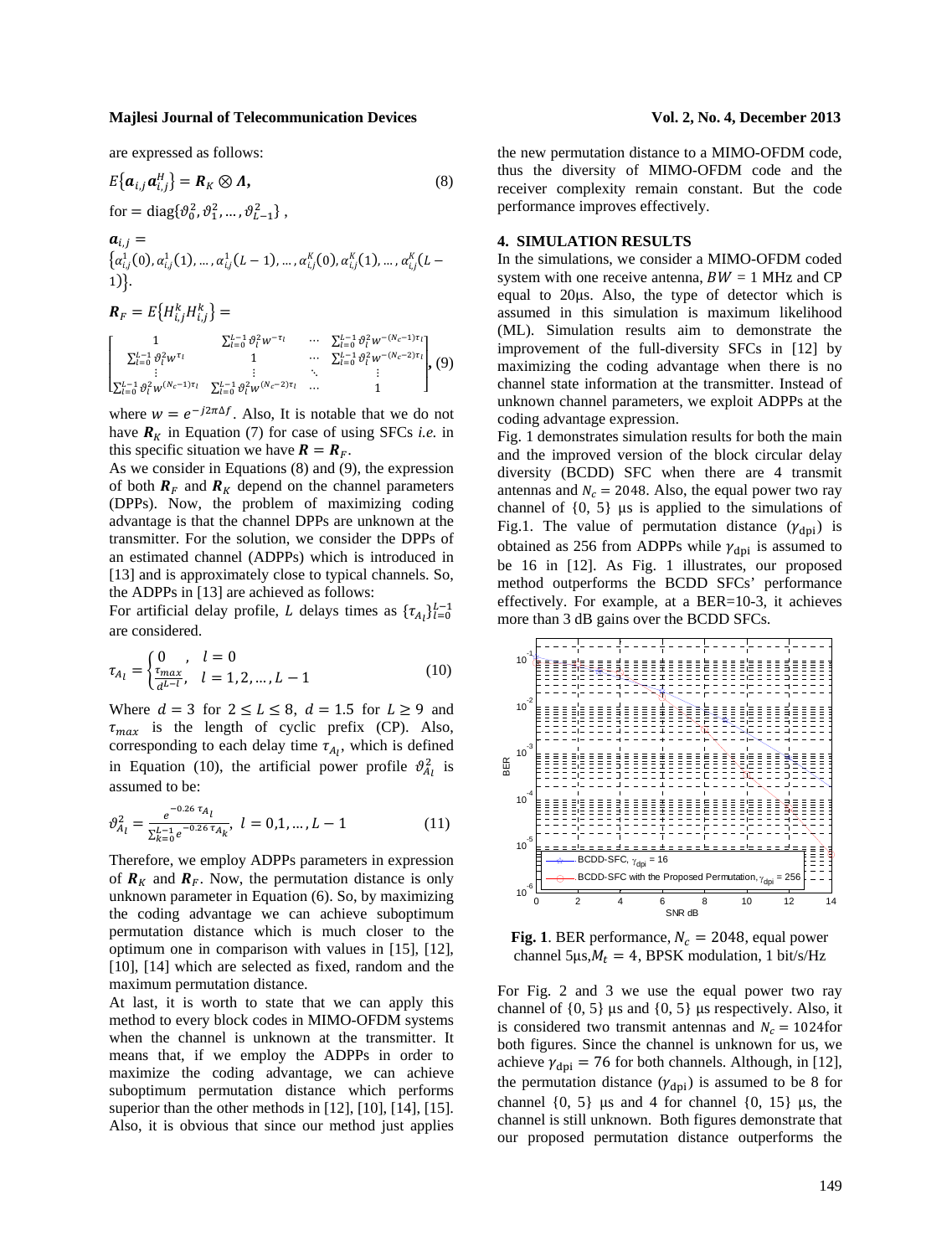are expressed as follows:

$$E\{\boldsymbol{a}_{i,j}\boldsymbol{a}_{i,j}^H\} = \boldsymbol{R}_K \otimes \boldsymbol{\Lambda}, \quad (8)$$

for $= \text{diag}\{\vartheta_0^2, \vartheta_1^2, \dots, \vartheta_{L-1}^2\}$ ,

$\boldsymbol{a}_{i,j} = \{\alpha_{i,j}^1(0), \alpha_{i,j}^1(1), \dots, \alpha_{i,j}^1(L-1), \dots, \alpha_{i,j}^K(0), \alpha_{i,j}^K(1), \dots, \alpha_{i,j}^K(L-1)\}$.

$$\boldsymbol{R}_F = E\{H_{i,j}^k H_{i,j}^k\} = \begin{bmatrix} 1 & \sum_{l=0}^{L-1}\vartheta_l^2 w^{-\tau_l} & \cdots & \sum_{l=0}^{L-1}\vartheta_l^2 w^{-(N_c-1)\tau_l} \\ \sum_{l=0}^{L-1}\vartheta_l^2 w^{\tau_l} & 1 & \cdots & \sum_{l=0}^{L-1}\vartheta_l^2 w^{-(N_c-2)\tau_l} \\ \vdots & \vdots & \ddots & \vdots \\ \sum_{l=0}^{L-1}\vartheta_l^2 w^{(N_c-1)\tau_l} & \sum_{l=0}^{L-1}\vartheta_l^2 w^{(N_c-2)\tau_l} & \cdots & 1 \end{bmatrix}, \quad (9)$$

where $w = e^{-j2\pi\Delta f}$. Also, It is notable that we do not have $\boldsymbol{R}_K$ in Equation (7) for case of using SFCs *i.e.* in this specific situation we have $\boldsymbol{R} = \boldsymbol{R}_F$.

As we consider in Equations (8) and (9), the expression of both $\boldsymbol{R}_F$ and $\boldsymbol{R}_K$ depend on the channel parameters (DPPs). Now, the problem of maximizing coding advantage is that the channel DPPs are unknown at the transmitter. For the solution, we consider the DPPs of an estimated channel (ADPPs) which is introduced in [13] and is approximately close to typical channels. So, the ADPPs in [13] are achieved as follows:

For artificial delay profile, $L$ delays times as $\{\tau_{A_l}\}_{l=0}^{L-1}$ are considered.

$$\tau_{A_l} = \begin{cases} 0 \quad , & l = 0 \\ \frac{\tau_{max}}{d^{L-l}}, & l = 1,2,\dots,L-1 \end{cases} \quad (10)$$

Where $d = 3$ for $2 \le L \le 8$, $d = 1.5$ for $L \ge 9$ and $\tau_{max}$ is the length of cyclic prefix (CP). Also, corresponding to each delay time $\tau_{A_l}$, which is defined in Equation (10), the artificial power profile $\vartheta_{A_l}^2$ is assumed to be:

$$\vartheta_{A_l}^2 = \frac{e^{-0.26\,\tau_{A_l}}}{\sum_{k=0}^{L-1} e^{-0.26\,\tau_{A_k}}}, \; l = 0,1,\dots,L-1 \quad (11)$$

Therefore, we employ ADPPs parameters in expression of $\boldsymbol{R}_K$ and $\boldsymbol{R}_F$. Now, the permutation distance is only unknown parameter in Equation (6). So, by maximizing the coding advantage we can achieve suboptimum permutation distance which is much closer to the optimum one in comparison with values in [15], [12], [10], [14] which are selected as fixed, random and the maximum permutation distance.

At last, it is worth to state that we can apply this method to every block codes in MIMO-OFDM systems when the channel is unknown at the transmitter. It means that, if we employ the ADPPs in order to maximize the coding advantage, we can achieve suboptimum permutation distance which performs superior than the other methods in [12], [10], [14], [15]. Also, it is obvious that since our method just applies the new permutation distance to a MIMO-OFDM code, thus the diversity of MIMO-OFDM code and the receiver complexity remain constant. But the code performance improves effectively.

## 4. SIMULATION RESULTS

In the simulations, we consider a MIMO-OFDM coded system with one receive antenna, $BW = 1$ MHz and CP equal to 20µs. Also, the type of detector which is assumed in this simulation is maximum likelihood (ML). Simulation results aim to demonstrate the improvement of the full-diversity SFCs in [12] by maximizing the coding advantage when there is no channel state information at the transmitter. Instead of unknown channel parameters, we exploit ADPPs at the coding advantage expression.

Fig. 1 demonstrates simulation results for both the main and the improved version of the block circular delay diversity (BCDD) SFC when there are 4 transmit antennas and $N_c = 2048$. Also, the equal power two ray channel of {0, 5} µs is applied to the simulations of Fig.1. The value of permutation distance ($\gamma_{\text{dpi}}$) is obtained as 256 from ADPPs while $\gamma_{\text{dpi}}$ is assumed to be 16 in [12]. As Fig. 1 illustrates, our proposed method outperforms the BCDD SFCs' performance effectively. For example, at a BER=10-3, it achieves more than 3 dB gains over the BCDD SFCs.

**Fig. 1**. BER performance, $N_c = 2048$, equal power channel 5µs,$M_t = 4$, BPSK modulation, 1 bit/s/Hz

For Fig. 2 and 3 we use the equal power two ray channel of {0, 5} µs and {0, 5} µs respectively. Also, it is considered two transmit antennas and $N_c = 1024$for both figures. Since the channel is unknown for us, we achieve $\gamma_{\text{dpi}} = 76$ for both channels. Although, in [12], the permutation distance ($\gamma_{\text{dpi}}$) is assumed to be 8 for channel {0, 5} µs and 4 for channel {0, 15} µs, the channel is still unknown. Both figures demonstrate that our proposed permutation distance outperforms the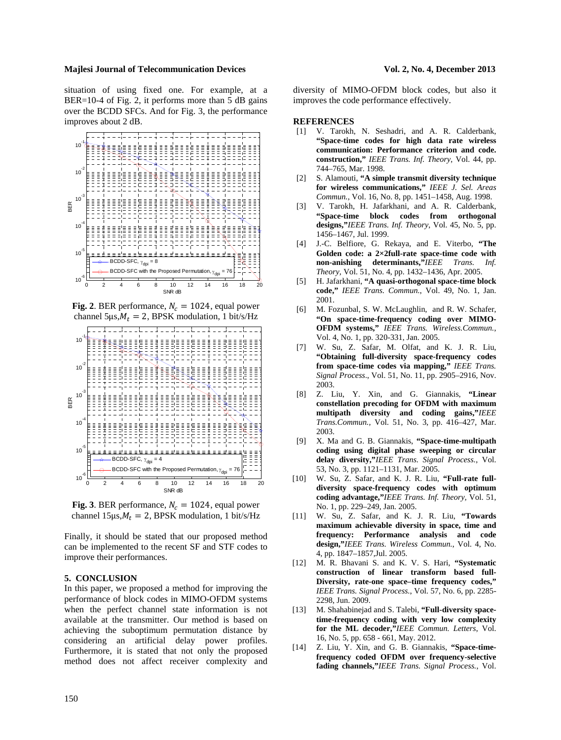situation of using fixed one. For example, at a BER=10-4 of Fig. 2, it performs more than 5 dB gains over the BCDD SFCs. And for Fig. 3, the performance improves about 2 dB.

**Fig. 2**. BER performance, $N_c = 1024$, equal power channel 5μs,$M_t = 2$, BPSK modulation, 1 bit/s/Hz

**Fig. 3**. BER performance, $N_c = 1024$, equal power channel 15μs,$M_t = 2$, BPSK modulation, 1 bit/s/Hz

Finally, it should be stated that our proposed method can be implemented to the recent SF and STF codes to improve their performances.

## 5. CONCLUSION

In this paper, we proposed a method for improving the performance of block codes in MIMO-OFDM systems when the perfect channel state information is not available at the transmitter. Our method is based on achieving the suboptimum permutation distance by considering an artificial delay power profiles. Furthermore, it is stated that not only the proposed method does not affect receiver complexity and diversity of MIMO-OFDM block codes, but also it improves the code performance effectively.

## REFERENCES

[1] V. Tarokh, N. Seshadri, and A. R. Calderbank, **"Space-time codes for high data rate wireless communication: Performance criterion and code. construction,"** *IEEE Trans. Inf. Theory*, Vol. 44, pp. 744–765, Mar. 1998.

[2] S. Alamouti, **"A simple transmit diversity technique for wireless communications,"** *IEEE J. Sel. Areas Commun.*, Vol. 16, No. 8, pp. 1451–1458, Aug. 1998.

[3] V. Tarokh, H. Jafarkhani, and A. R. Calderbank, **"Space-time block codes from orthogonal designs,"** *IEEE Trans. Inf. Theory*, Vol. 45, No. 5, pp. 1456–1467, Jul. 1999.

[4] J.-C. Belfiore, G. Rekaya, and E. Viterbo, **"The Golden code: a 2×2full-rate space-time code with non-anishing determinants,"** *IEEE Trans. Inf. Theory*, Vol. 51, No. 4, pp. 1432–1436, Apr. 2005.

[5] H. Jafarkhani, **"A quasi-orthogonal space-time block code,"** *IEEE Trans. Commun.*, Vol. 49, No. 1, Jan. 2001.

[6] M. Fozunbal, S. W. McLaughlin, and R. W. Schafer, **"On space-time-frequency coding over MIMO-OFDM systems,"** *IEEE Trans. Wireless.Commun.*, Vol. 4, No. 1, pp. 320-331, Jan. 2005.

[7] W. Su, Z. Safar, M. Olfat, and K. J. R. Liu, **"Obtaining full-diversity space-frequency codes from space-time codes via mapping,"** *IEEE Trans. Signal Process.*, Vol. 51, No. 11, pp. 2905–2916, Nov. 2003.

[8] Z. Liu, Y. Xin, and G. Giannakis, **"Linear constellation precoding for OFDM with maximum multipath diversity and coding gains,"** *IEEE Trans.Commun.*, Vol. 51, No. 3, pp. 416–427, Mar. 2003.

[9] X. Ma and G. B. Giannakis, **"Space-time-multipath coding using digital phase sweeping or circular delay diversity,"** *IEEE Trans. Signal Process.*, Vol. 53, No. 3, pp. 1121–1131, Mar. 2005.

[10] W. Su, Z. Safar, and K. J. R. Liu, **"Full-rate full-diversity space-frequency codes with optimum coding advantage,"** *IEEE Trans. Inf. Theory*, Vol. 51, No. 1, pp. 229–249, Jan. 2005.

[11] W. Su, Z. Safar, and K. J. R. Liu, **"Towards maximum achievable diversity in space, time and frequency: Performance analysis and code design,"** *IEEE Trans. Wireless Commun.*, Vol. 4, No. 4, pp. 1847–1857,Jul. 2005.

[12] M. R. Bhavani S. and K. V. S. Hari, **"Systematic construction of linear transform based full-Diversity, rate-one space–time frequency codes,"** *IEEE Trans. Signal Process.*, Vol. 57, No. 6, pp. 2285-2298, Jun. 2009.

[13] M. Shahabinejad and S. Talebi, **"Full-diversity space-time-frequency coding with very low complexity for the ML decoder,"** *IEEE Commun. Letters*, Vol. 16, No. 5, pp. 658 - 661, May. 2012.

[14] Z. Liu, Y. Xin, and G. B. Giannakis, **"Space-time-frequency coded OFDM over frequency-selective fading channels,"** *IEEE Trans. Signal Process.*, Vol.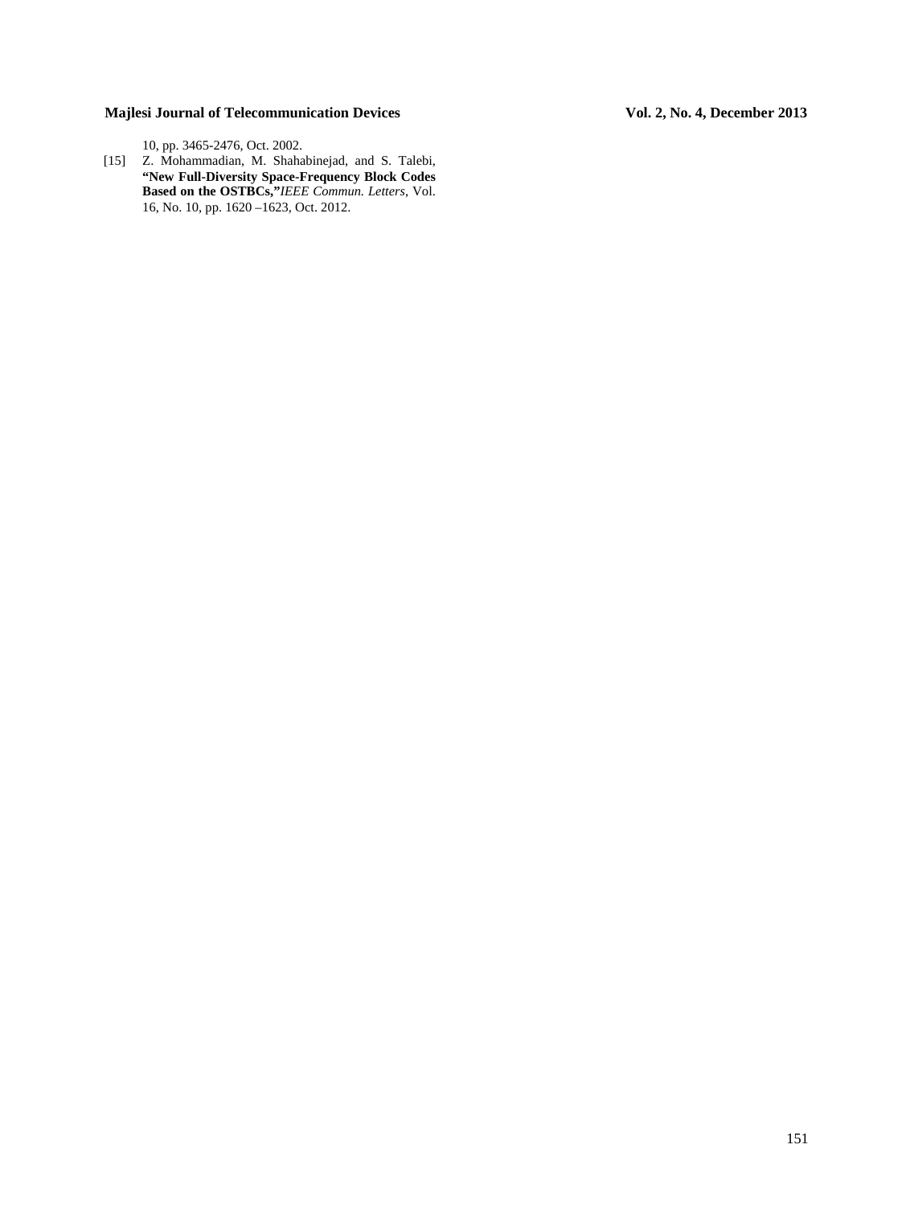10, pp. 3465-2476, Oct. 2002.

[15] Z. Mohammadian, M. Shahabinejad, and S. Talebi, **"New Full-Diversity Space-Frequency Block Codes Based on the OSTBCs,"** *IEEE Commun. Letters*, Vol. 16, No. 10, pp. 1620 –1623, Oct. 2012.